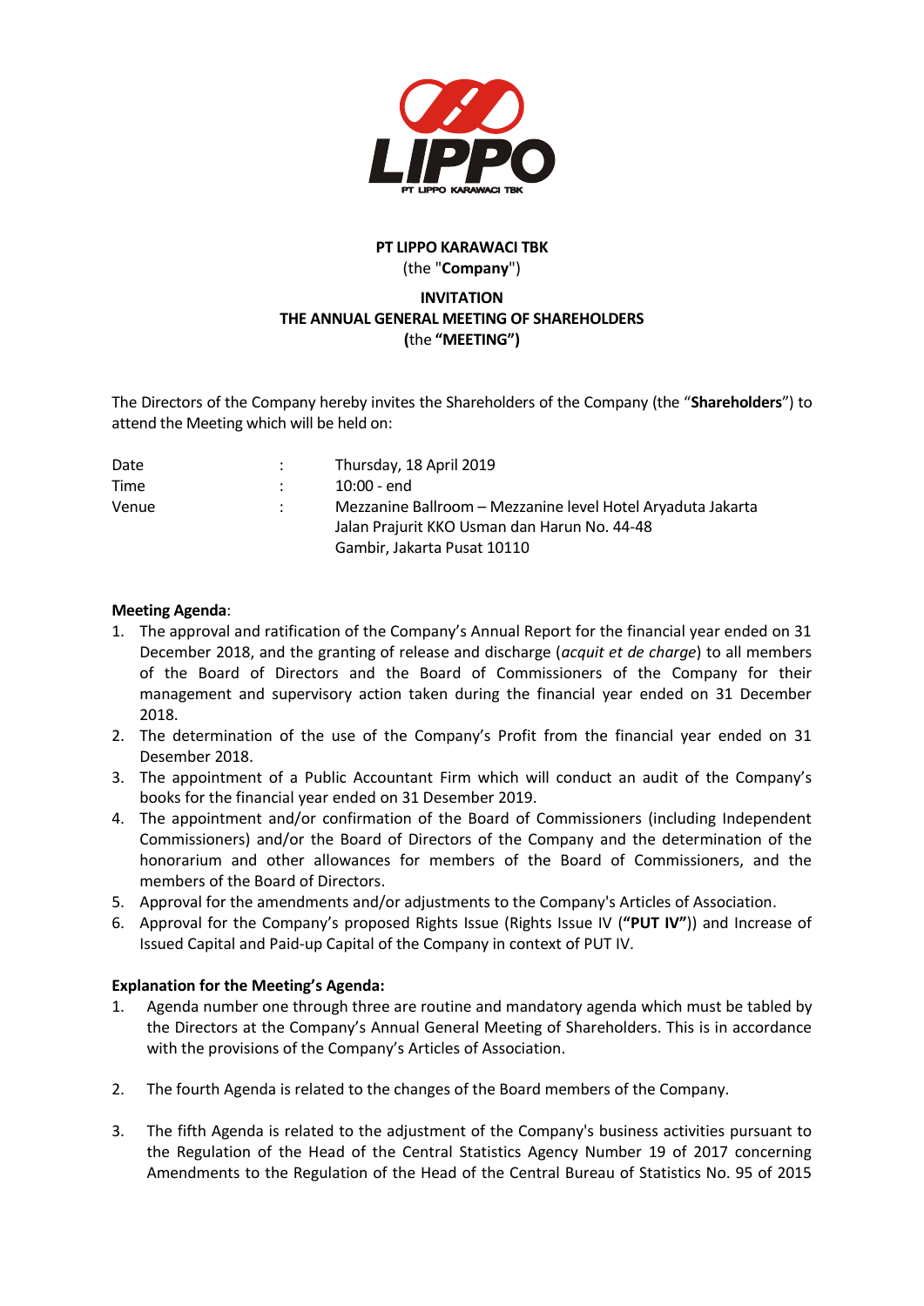**PT LIPPO KARAWACI TBK**
(the "**Company**")

**INVITATION**
**THE ANNUAL GENERAL MEETING OF SHAREHOLDERS**
**(**the **"MEETING")**

The Directors of the Company hereby invites the Shareholders of the Company (the "**Shareholders**") to attend the Meeting which will be held on:

| | | |
|---|---|---|
| Date | : | Thursday, 18 April 2019 |
| Time | : | 10:00 - end |
| Venue | : | Mezzanine Ballroom – Mezzanine level Hotel Aryaduta Jakarta<br>Jalan Prajurit KKO Usman dan Harun No. 44-48<br>Gambir, Jakarta Pusat 10110 |

**Meeting Agenda**:

1. The approval and ratification of the Company's Annual Report for the financial year ended on 31 December 2018, and the granting of release and discharge (*acquit et de charge*) to all members of the Board of Directors and the Board of Commissioners of the Company for their management and supervisory action taken during the financial year ended on 31 December 2018.
2. The determination of the use of the Company's Profit from the financial year ended on 31 Desember 2018.
3. The appointment of a Public Accountant Firm which will conduct an audit of the Company's books for the financial year ended on 31 Desember 2019.
4. The appointment and/or confirmation of the Board of Commissioners (including Independent Commissioners) and/or the Board of Directors of the Company and the determination of the honorarium and other allowances for members of the Board of Commissioners, and the members of the Board of Directors.
5. Approval for the amendments and/or adjustments to the Company's Articles of Association.
6. Approval for the Company's proposed Rights Issue (Rights Issue IV (**"PUT IV"**)) and Increase of Issued Capital and Paid-up Capital of the Company in context of PUT IV.

**Explanation for the Meeting's Agenda:**

1. Agenda number one through three are routine and mandatory agenda which must be tabled by the Directors at the Company's Annual General Meeting of Shareholders. This is in accordance with the provisions of the Company's Articles of Association.

2. The fourth Agenda is related to the changes of the Board members of the Company.

3. The fifth Agenda is related to the adjustment of the Company's business activities pursuant to the Regulation of the Head of the Central Statistics Agency Number 19 of 2017 concerning Amendments to the Regulation of the Head of the Central Bureau of Statistics No. 95 of 2015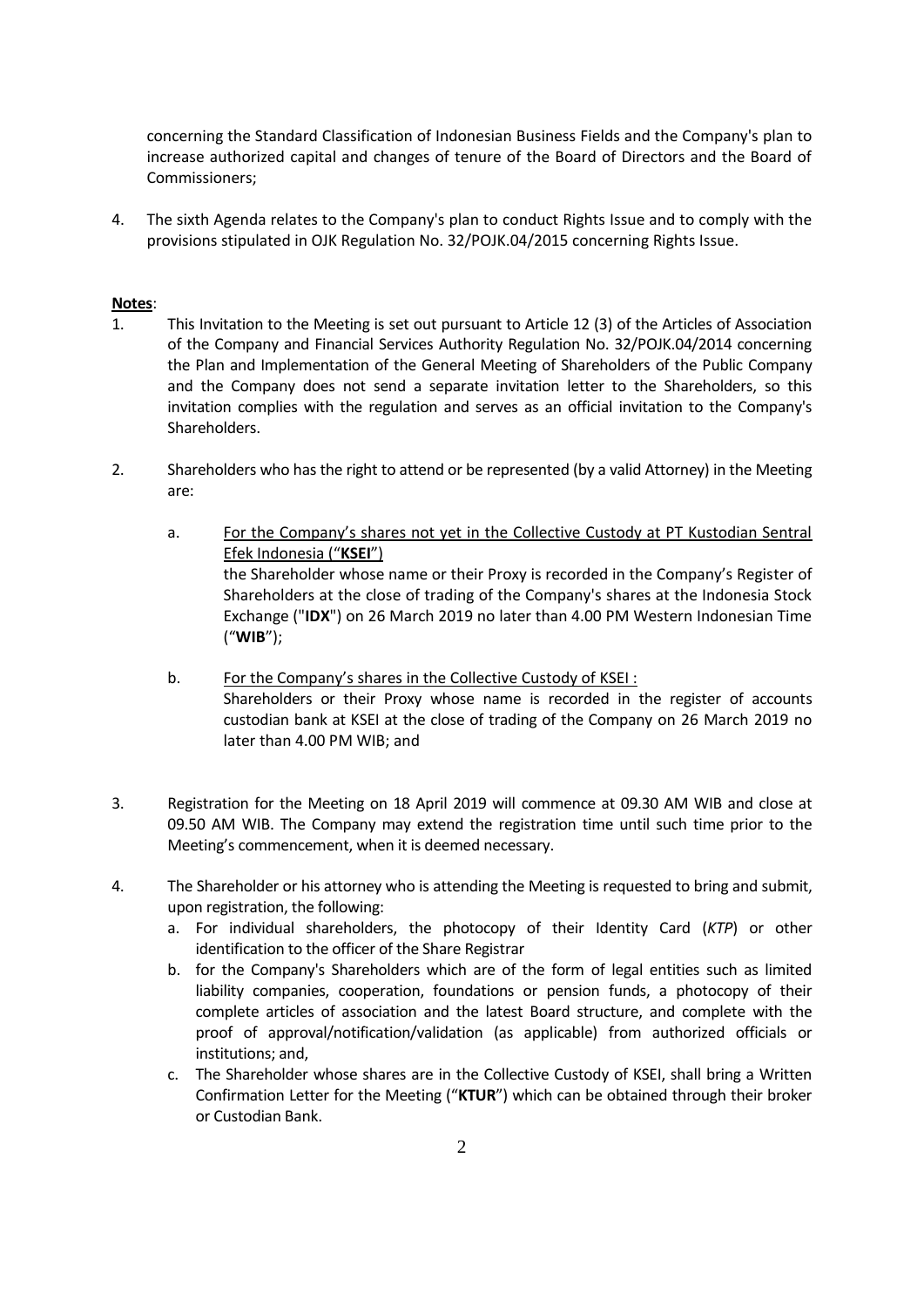concerning the Standard Classification of Indonesian Business Fields and the Company's plan to increase authorized capital and changes of tenure of the Board of Directors and the Board of Commissioners;

4. The sixth Agenda relates to the Company's plan to conduct Rights Issue and to comply with the provisions stipulated in OJK Regulation No. 32/POJK.04/2015 concerning Rights Issue.

**<u>Notes</u>**:

1. This Invitation to the Meeting is set out pursuant to Article 12 (3) of the Articles of Association of the Company and Financial Services Authority Regulation No. 32/POJK.04/2014 concerning the Plan and Implementation of the General Meeting of Shareholders of the Public Company and the Company does not send a separate invitation letter to the Shareholders, so this invitation complies with the regulation and serves as an official invitation to the Company's Shareholders.

2. Shareholders who has the right to attend or be represented (by a valid Attorney) in the Meeting are:

   a. <u>For the Company's shares not yet in the Collective Custody at PT Kustodian Sentral Efek Indonesia ("**KSEI**")</u>
   the Shareholder whose name or their Proxy is recorded in the Company's Register of Shareholders at the close of trading of the Company's shares at the Indonesia Stock Exchange ("**IDX**") on 26 March 2019 no later than 4.00 PM Western Indonesian Time ("**WIB**");

   b. <u>For the Company's shares in the Collective Custody of KSEI :</u>
   Shareholders or their Proxy whose name is recorded in the register of accounts custodian bank at KSEI at the close of trading of the Company on 26 March 2019 no later than 4.00 PM WIB; and

3. Registration for the Meeting on 18 April 2019 will commence at 09.30 AM WIB and close at 09.50 AM WIB. The Company may extend the registration time until such time prior to the Meeting's commencement, when it is deemed necessary.

4. The Shareholder or his attorney who is attending the Meeting is requested to bring and submit, upon registration, the following:
   a. For individual shareholders, the photocopy of their Identity Card (*KTP*) or other identification to the officer of the Share Registrar
   b. for the Company's Shareholders which are of the form of legal entities such as limited liability companies, cooperation, foundations or pension funds, a photocopy of their complete articles of association and the latest Board structure, and complete with the proof of approval/notification/validation (as applicable) from authorized officials or institutions; and,
   c. The Shareholder whose shares are in the Collective Custody of KSEI, shall bring a Written Confirmation Letter for the Meeting ("**KTUR**") which can be obtained through their broker or Custodian Bank.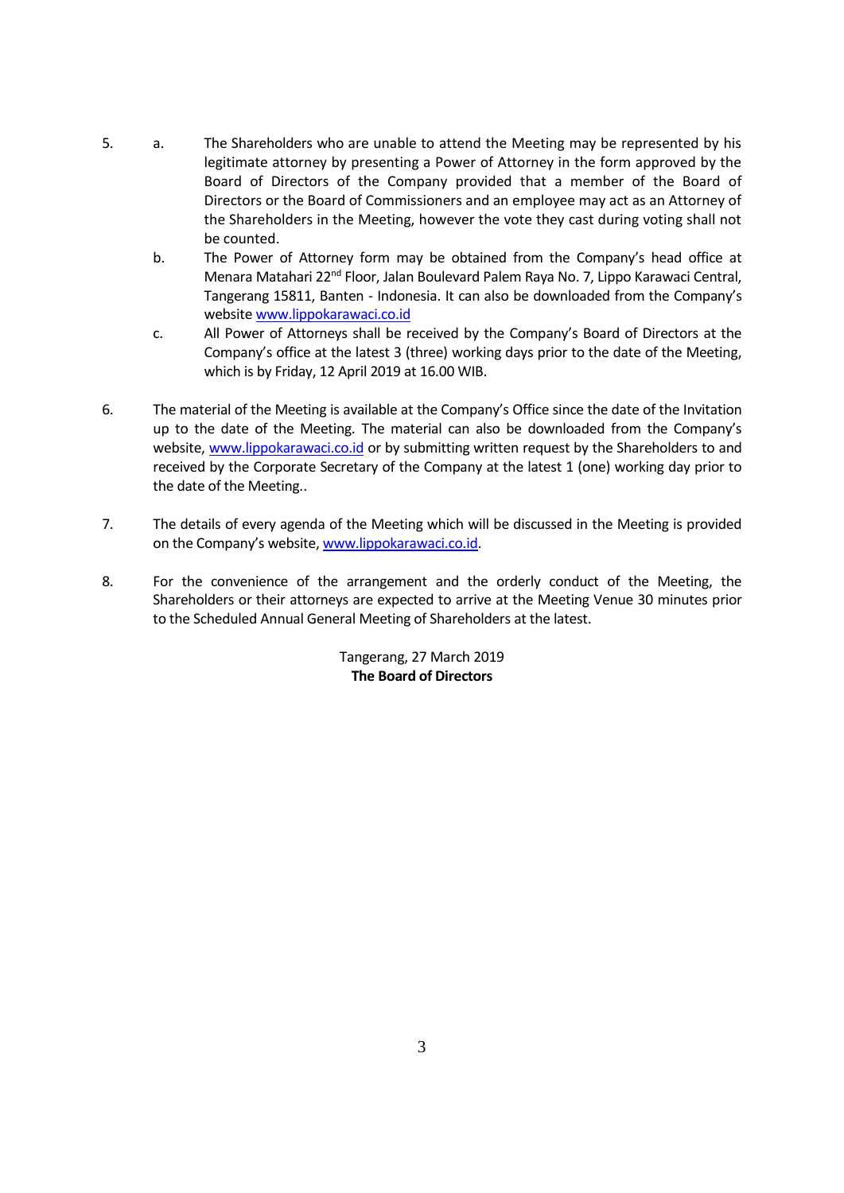5. a. The Shareholders who are unable to attend the Meeting may be represented by his legitimate attorney by presenting a Power of Attorney in the form approved by the Board of Directors of the Company provided that a member of the Board of Directors or the Board of Commissioners and an employee may act as an Attorney of the Shareholders in the Meeting, however the vote they cast during voting shall not be counted.

   b. The Power of Attorney form may be obtained from the Company's head office at Menara Matahari 22nd Floor, Jalan Boulevard Palem Raya No. 7, Lippo Karawaci Central, Tangerang 15811, Banten - Indonesia. It can also be downloaded from the Company's website www.lippokarawaci.co.id

   c. All Power of Attorneys shall be received by the Company's Board of Directors at the Company's office at the latest 3 (three) working days prior to the date of the Meeting, which is by Friday, 12 April 2019 at 16.00 WIB.

6. The material of the Meeting is available at the Company's Office since the date of the Invitation up to the date of the Meeting. The material can also be downloaded from the Company's website, www.lippokarawaci.co.id or by submitting written request by the Shareholders to and received by the Corporate Secretary of the Company at the latest 1 (one) working day prior to the date of the Meeting..

7. The details of every agenda of the Meeting which will be discussed in the Meeting is provided on the Company's website, www.lippokarawaci.co.id.

8. For the convenience of the arrangement and the orderly conduct of the Meeting, the Shareholders or their attorneys are expected to arrive at the Meeting Venue 30 minutes prior to the Scheduled Annual General Meeting of Shareholders at the latest.

Tangerang, 27 March 2019

**The Board of Directors**